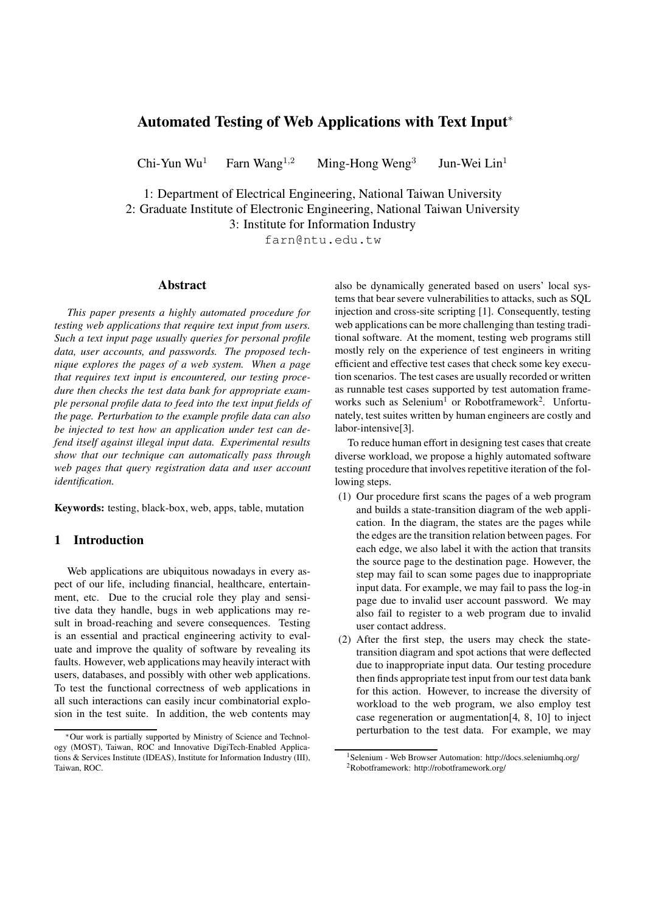# Automated Testing of Web Applications with Text Input*

Chi-Yun Wu[1] Farn Wang[1,2] Ming-Hong Weng[3] Jun-Wei Lin[1]

1: Department of Electrical Engineering, National Taiwan University
2: Graduate Institute of Electronic Engineering, National Taiwan University
3: Institute for Information Industry
farn@ntu.edu.tw

## Abstract

*This paper presents a highly automated procedure for testing web applications that require text input from users. Such a text input page usually queries for personal profile data, user accounts, and passwords. The proposed technique explores the pages of a web system. When a page that requires text input is encountered, our testing procedure then checks the test data bank for appropriate example personal profile data to feed into the text input fields of the page. Perturbation to the example profile data can also be injected to test how an application under test can defend itself against illegal input data. Experimental results show that our technique can automatically pass through web pages that query registration data and user account identification.*

**Keywords:** testing, black-box, web, apps, table, mutation

## 1 Introduction

Web applications are ubiquitous nowadays in every aspect of our life, including financial, healthcare, entertainment, etc. Due to the crucial role they play and sensitive data they handle, bugs in web applications may result in broad-reaching and severe consequences. Testing is an essential and practical engineering activity to evaluate and improve the quality of software by revealing its faults. However, web applications may heavily interact with users, databases, and possibly with other web applications. To test the functional correctness of web applications in all such interactions can easily incur combinatorial explosion in the test suite. In addition, the web contents may also be dynamically generated based on users' local systems that bear severe vulnerabilities to attacks, such as SQL injection and cross-site scripting [1]. Consequently, testing web applications can be more challenging than testing traditional software. At the moment, testing web programs still mostly rely on the experience of test engineers in writing efficient and effective test cases that check some key execution scenarios. The test cases are usually recorded or written as runnable test cases supported by test automation frameworks such as Selenium[1] or Robotframework[2]. Unfortunately, test suites written by human engineers are costly and labor-intensive[3].

To reduce human effort in designing test cases that create diverse workload, we propose a highly automated software testing procedure that involves repetitive iteration of the following steps.

(1) Our procedure first scans the pages of a web program and builds a state-transition diagram of the web application. In the diagram, the states are the pages while the edges are the transition relation between pages. For each edge, we also label it with the action that transits the source page to the destination page. However, the step may fail to scan some pages due to inappropriate input data. For example, we may fail to pass the log-in page due to invalid user account password. We may also fail to register to a web program due to invalid user contact address.

(2) After the first step, the users may check the state-transition diagram and spot actions that were deflected due to inappropriate input data. Our testing procedure then finds appropriate test input from our test data bank for this action. However, to increase the diversity of workload to the web program, we also employ test case regeneration or augmentation[4, 8, 10] to inject perturbation to the test data. For example, we may

*Our work is partially supported by Ministry of Science and Technology (MOST), Taiwan, ROC and Innovative DigiTech-Enabled Applications & Services Institute (IDEAS), Institute for Information Industry (III), Taiwan, ROC.

[1] Selenium - Web Browser Automation: http://docs.seleniumhq.org/
[2] Robotframework: http://robotframework.org/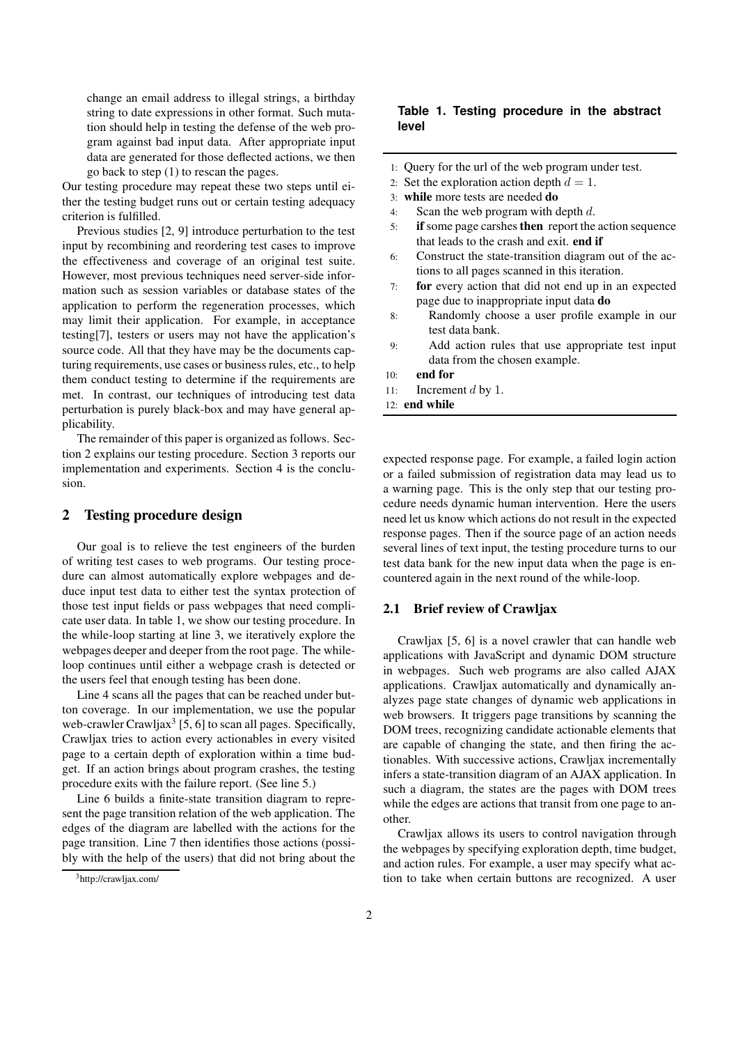change an email address to illegal strings, a birthday string to date expressions in other format. Such mutation should help in testing the defense of the web program against bad input data. After appropriate input data are generated for those deflected actions, we then go back to step (1) to rescan the pages.

Our testing procedure may repeat these two steps until either the testing budget runs out or certain testing adequacy criterion is fulfilled.

Previous studies [2, 9] introduce perturbation to the test input by recombining and reordering test cases to improve the effectiveness and coverage of an original test suite. However, most previous techniques need server-side information such as session variables or database states of the application to perform the regeneration processes, which may limit their application. For example, in acceptance testing[7], testers or users may not have the application's source code. All that they have may be the documents capturing requirements, use cases or business rules, etc., to help them conduct testing to determine if the requirements are met. In contrast, our techniques of introducing test data perturbation is purely black-box and may have general applicability.

The remainder of this paper is organized as follows. Section 2 explains our testing procedure. Section 3 reports our implementation and experiments. Section 4 is the conclusion.

## 2 Testing procedure design

Our goal is to relieve the test engineers of the burden of writing test cases to web programs. Our testing procedure can almost automatically explore webpages and deduce input test data to either test the syntax protection of those test input fields or pass webpages that need complicate user data. In table 1, we show our testing procedure. In the while-loop starting at line 3, we iteratively explore the webpages deeper and deeper from the root page. The while-loop continues until either a webpage crash is detected or the users feel that enough testing has been done.

Line 4 scans all the pages that can be reached under button coverage. In our implementation, we use the popular web-crawler Crawljax[3] [5, 6] to scan all pages. Specifically, Crawljax tries to action every actionables in every visited page to a certain depth of exploration within a time budget. If an action brings about program crashes, the testing procedure exits with the failure report. (See line 5.)

Line 6 builds a finite-state transition diagram to represent the page transition relation of the web application. The edges of the diagram are labelled with the actions for the page transition. Line 7 then identifies those actions (possibly with the help of the users) that did not bring about the expected response page. For example, a failed login action or a failed submission of registration data may lead us to a warning page. This is the only step that our testing procedure needs dynamic human intervention. Here the users need let us know which actions do not result in the expected response pages. Then if the source page of an action needs several lines of text input, the testing procedure turns to our test data bank for the new input data when the page is encountered again in the next round of the while-loop.

[3] http://crawljax.com/

**Table 1. Testing procedure in the abstract level**

1: Query for the url of the web program under test.
2: Set the exploration action depth $d = 1$.
3: **while** more tests are needed **do**
4: Scan the web program with depth $d$.
5: **if** some page carshes **then** report the action sequence that leads to the crash and exit. **end if**
6: Construct the state-transition diagram out of the actions to all pages scanned in this iteration.
7: **for** every action that did not end up in an expected page due to inappropriate input data **do**
8: Randomly choose a user profile example in our test data bank.
9: Add action rules that use appropriate test input data from the chosen example.
10: **end for**
11: Increment $d$ by 1.
12: **end while**

### 2.1 Brief review of Crawljax

Crawljax [5, 6] is a novel crawler that can handle web applications with JavaScript and dynamic DOM structure in webpages. Such web programs are also called AJAX applications. Crawljax automatically and dynamically analyzes page state changes of dynamic web applications in web browsers. It triggers page transitions by scanning the DOM trees, recognizing candidate actionable elements that are capable of changing the state, and then firing the actionables. With successive actions, Crawljax incrementally infers a state-transition diagram of an AJAX application. In such a diagram, the states are the pages with DOM trees while the edges are actions that transit from one page to another.

Crawljax allows its users to control navigation through the webpages by specifying exploration depth, time budget, and action rules. For example, a user may specify what action to take when certain buttons are recognized. A user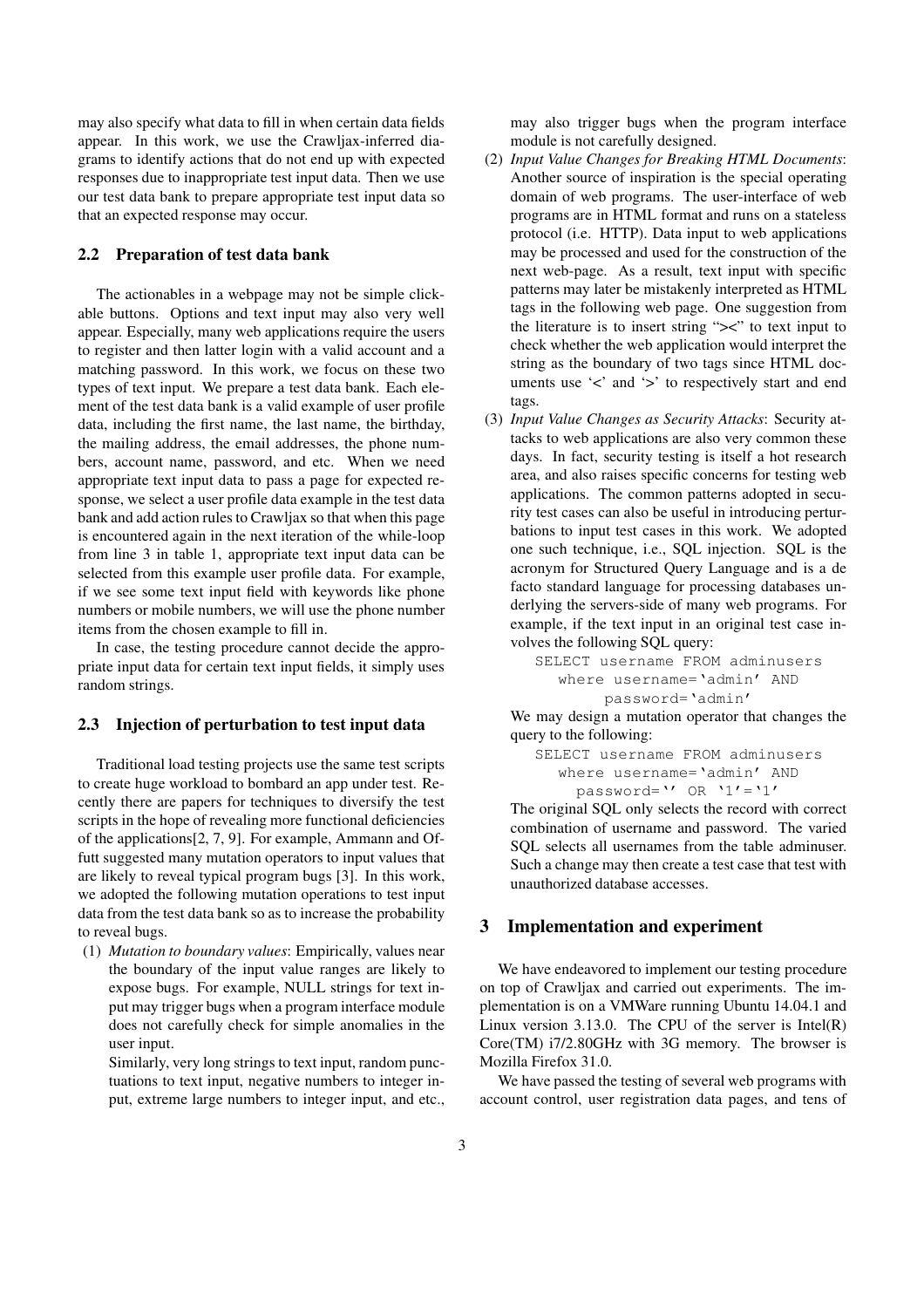may also specify what data to fill in when certain data fields appear. In this work, we use the Crawljax-inferred diagrams to identify actions that do not end up with expected responses due to inappropriate test input data. Then we use our test data bank to prepare appropriate test input data so that an expected response may occur.

### 2.2 Preparation of test data bank

The actionables in a webpage may not be simple clickable buttons. Options and text input may also very well appear. Especially, many web applications require the users to register and then latter login with a valid account and a matching password. In this work, we focus on these two types of text input. We prepare a test data bank. Each element of the test data bank is a valid example of user profile data, including the first name, the last name, the birthday, the mailing address, the email addresses, the phone numbers, account name, password, and etc. When we need appropriate text input data to pass a page for expected response, we select a user profile data example in the test data bank and add action rules to Crawljax so that when this page is encountered again in the next iteration of the while-loop from line 3 in table 1, appropriate text input data can be selected from this example user profile data. For example, if we see some text input field with keywords like phone numbers or mobile numbers, we will use the phone number items from the chosen example to fill in.

In case, the testing procedure cannot decide the appropriate input data for certain text input fields, it simply uses random strings.

### 2.3 Injection of perturbation to test input data

Traditional load testing projects use the same test scripts to create huge workload to bombard an app under test. Recently there are papers for techniques to diversify the test scripts in the hope of revealing more functional deficiencies of the applications[2, 7, 9]. For example, Ammann and Offutt suggested many mutation operators to input values that are likely to reveal typical program bugs [3]. In this work, we adopted the following mutation operations to test input data from the test data bank so as to increase the probability to reveal bugs.

(1) *Mutation to boundary values*: Empirically, values near the boundary of the input value ranges are likely to expose bugs. For example, NULL strings for text input may trigger bugs when a program interface module does not carefully check for simple anomalies in the user input.

    Similarly, very long strings to text input, random punctuations to text input, negative numbers to integer input, extreme large numbers to integer input, and etc., may also trigger bugs when the program interface module is not carefully designed.

(2) *Input Value Changes for Breaking HTML Documents*: Another source of inspiration is the special operating domain of web programs. The user-interface of web programs are in HTML format and runs on a stateless protocol (i.e. HTTP). Data input to web applications may be processed and used for the construction of the next web-page. As a result, text input with specific patterns may later be mistakenly interpreted as HTML tags in the following web page. One suggestion from the literature is to insert string "><" to text input to check whether the web application would interpret the string as the boundary of two tags since HTML documents use '<' and '>' to respectively start and end tags.

(3) *Input Value Changes as Security Attacks*: Security attacks to web applications are also very common these days. In fact, security testing is itself a hot research area, and also raises specific concerns for testing web applications. The common patterns adopted in security test cases can also be useful in introducing perturbations to input test cases in this work. We adopted one such technique, i.e., SQL injection. SQL is the acronym for Structured Query Language and is a de facto standard language for processing databases underlying the servers-side of many web programs. For example, if the text input in an original test case involves the following SQL query:

    ```
    SELECT username FROM adminusers
       where username='admin' AND
           password='admin'
    ```

    We may design a mutation operator that changes the query to the following:

    ```
    SELECT username FROM adminusers
       where username='admin' AND
         password='' OR '1'='1'
    ```

    The original SQL only selects the record with correct combination of username and password. The varied SQL selects all usernames from the table adminuser. Such a change may then create a test case that test with unauthorized database accesses.

## 3 Implementation and experiment

We have endeavored to implement our testing procedure on top of Crawljax and carried out experiments. The implementation is on a VMWare running Ubuntu 14.04.1 and Linux version 3.13.0. The CPU of the server is Intel(R) Core(TM) i7/2.80GHz with 3G memory. The browser is Mozilla Firefox 31.0.

We have passed the testing of several web programs with account control, user registration data pages, and tens of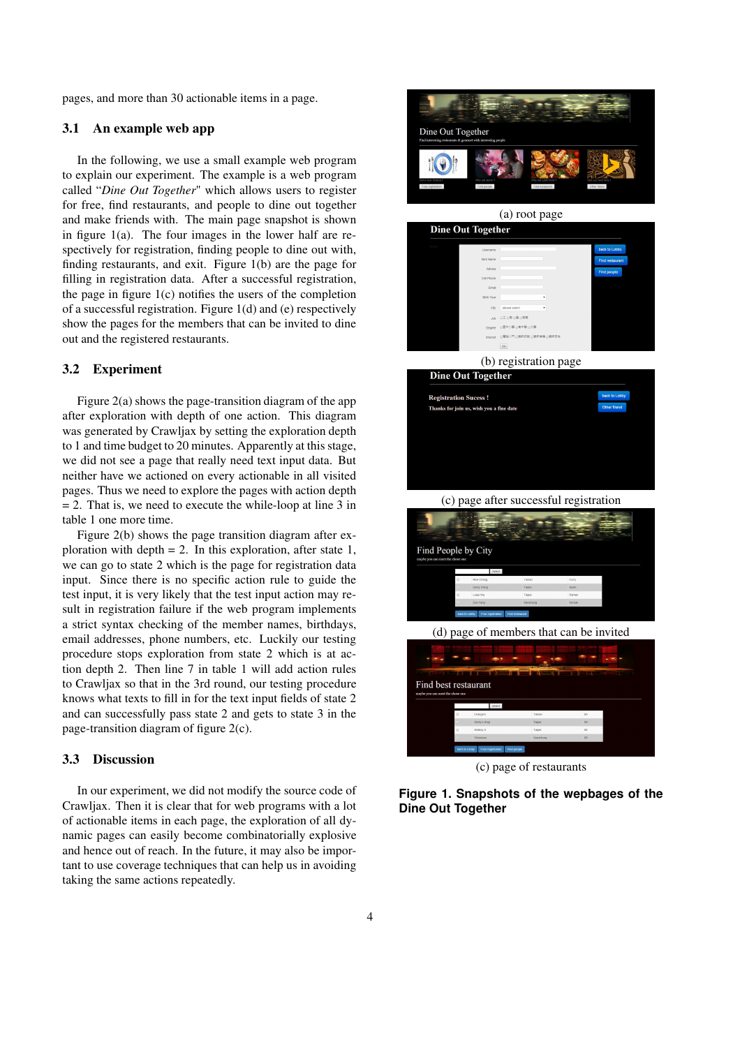pages, and more than 30 actionable items in a page.

### 3.1 An example web app

In the following, we use a small example web program to explain our experiment. The example is a web program called "*Dine Out Together*" which allows users to register for free, find restaurants, and people to dine out together and make friends with. The main page snapshot is shown in figure 1(a). The four images in the lower half are respectively for registration, finding people to dine out with, finding restaurants, and exit. Figure 1(b) are the page for filling in registration data. After a successful registration, the page in figure 1(c) notifies the users of the completion of a successful registration. Figure 1(d) and (e) respectively show the pages for the members that can be invited to dine out and the registered restaurants.

### 3.2 Experiment

Figure 2(a) shows the page-transition diagram of the app after exploration with depth of one action. This diagram was generated by Crawljax by setting the exploration depth to 1 and time budget to 20 minutes. Apparently at this stage, we did not see a page that really need text input data. But neither have we actioned on every actionable in all visited pages. Thus we need to explore the pages with action depth = 2. That is, we need to execute the while-loop at line 3 in table 1 one more time.

Figure 2(b) shows the page transition diagram after exploration with depth = 2. In this exploration, after state 1, we can go to state 2 which is the page for registration data input. Since there is no specific action rule to guide the test input, it is very likely that the test input action may result in registration failure if the web program implements a strict syntax checking of the member names, birthdays, email addresses, phone numbers, etc. Luckily our testing procedure stops exploration from state 2 which is at action depth 2. Then line 7 in table 1 will add action rules to Crawljax so that in the 3rd round, our testing procedure knows what texts to fill in for the text input fields of state 2 and can successfully pass state 2 and gets to state 3 in the page-transition diagram of figure 2(c).

### 3.3 Discussion

In our experiment, we did not modify the source code of Crawljax. Then it is clear that for web programs with a lot of actionable items in each page, the exploration of all dynamic pages can easily become combinatorially explosive and hence out of reach. In the future, it may also be important to use coverage techniques that can help us in avoiding taking the same actions repeatedly.

(a) root page

(b) registration page

(c) page after successful registration

(d) page of members that can be invited

(c) page of restaurants

**Figure 1. Snapshots of the wepbages of the Dine Out Together**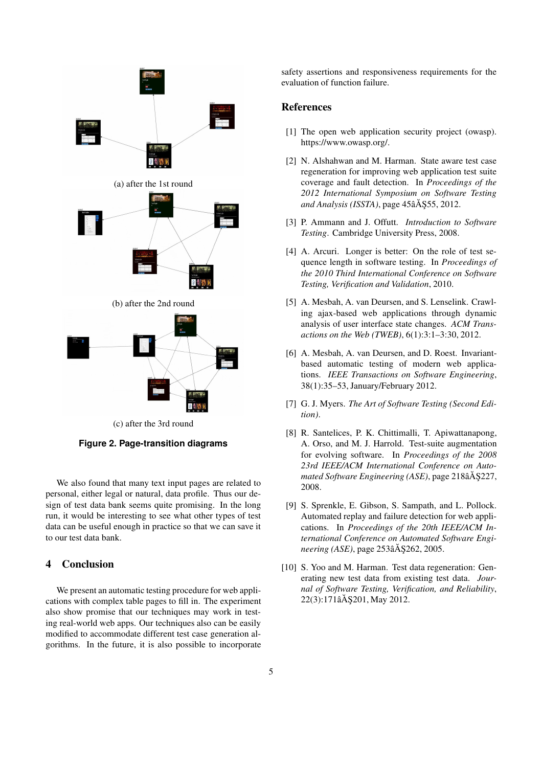(a) after the 1st round

(b) after the 2nd round

(c) after the 3rd round

**Figure 2. Page-transition diagrams**

We also found that many text input pages are related to personal, either legal or natural, data profile. Thus our design of test data bank seems quite promising. In the long run, it would be interesting to see what other types of test data can be useful enough in practice so that we can save it to our test data bank.

## 4 Conclusion

We present an automatic testing procedure for web applications with complex table pages to fill in. The experiment also show promise that our techniques may work in testing real-world web apps. Our techniques also can be easily modified to accommodate different test case generation algorithms. In the future, it is also possible to incorporate safety assertions and responsiveness requirements for the evaluation of function failure.

## References

[1] The open web application security project (owasp). https://www.owasp.org/.

[2] N. Alshahwan and M. Harman. State aware test case regeneration for improving web application test suite coverage and fault detection. In *Proceedings of the 2012 International Symposium on Software Testing and Analysis (ISSTA)*, page 45âĂŞ55, 2012.

[3] P. Ammann and J. Offutt. *Introduction to Software Testing*. Cambridge University Press, 2008.

[4] A. Arcuri. Longer is better: On the role of test sequence length in software testing. In *Proceedings of the 2010 Third International Conference on Software Testing, Verification and Validation*, 2010.

[5] A. Mesbah, A. van Deursen, and S. Lenselink. Crawling ajax-based web applications through dynamic analysis of user interface state changes. *ACM Transactions on the Web (TWEB)*, 6(1):3:1–3:30, 2012.

[6] A. Mesbah, A. van Deursen, and D. Roest. Invariant-based automatic testing of modern web applications. *IEEE Transactions on Software Engineering*, 38(1):35–53, January/February 2012.

[7] G. J. Myers. *The Art of Software Testing (Second Edition)*.

[8] R. Santelices, P. K. Chittimalli, T. Apiwattanapong, A. Orso, and M. J. Harrold. Test-suite augmentation for evolving software. In *Proceedings of the 2008 23rd IEEE/ACM International Conference on Automated Software Engineering (ASE)*, page 218âĂŞ227, 2008.

[9] S. Sprenkle, E. Gibson, S. Sampath, and L. Pollock. Automated replay and failure detection for web applications. In *Proceedings of the 20th IEEE/ACM International Conference on Automated Software Engineering (ASE)*, page 253âĂŞ262, 2005.

[10] S. Yoo and M. Harman. Test data regeneration: Generating new test data from existing test data. *Journal of Software Testing, Verification, and Reliability*, 22(3):171âĂŞ201, May 2012.